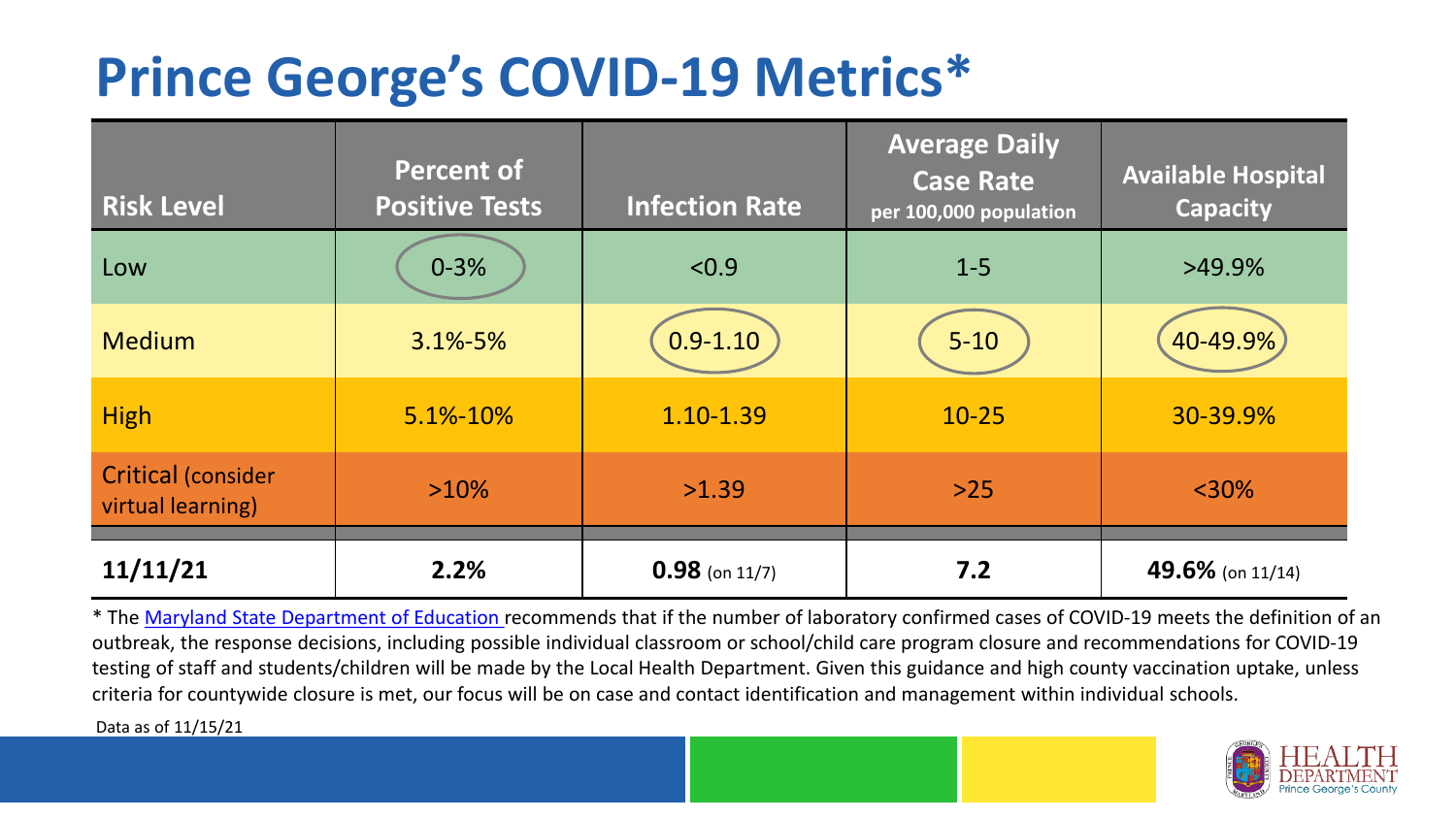# Prince George's COVID-19 Metrics*

| Risk Level | Percent of Positive Tests | Infection Rate | Average Daily Case Rate per 100,000 population | Available Hospital Capacity |
|---|---|---|---|---|
| Low | 0-3% | <0.9 | 1-5 | >49.9% |
| Medium | 3.1%-5% | 0.9-1.10 | 5-10 | 40-49.9% |
| High | 5.1%-10% | 1.10-1.39 | 10-25 | 30-39.9% |
| Critical (consider virtual learning) | >10% | >1.39 | >25 | <30% |
| **11/11/21** | **2.2%** | **0.98** (on 11/7) | **7.2** | **49.6%** (on 11/14) |

* The Maryland State Department of Education recommends that if the number of laboratory confirmed cases of COVID-19 meets the definition of an outbreak, the response decisions, including possible individual classroom or school/child care program closure and recommendations for COVID-19 testing of staff and students/children will be made by the Local Health Department. Given this guidance and high county vaccination uptake, unless criteria for countywide closure is met, our focus will be on case and contact identification and management within individual schools.

Data as of 11/15/21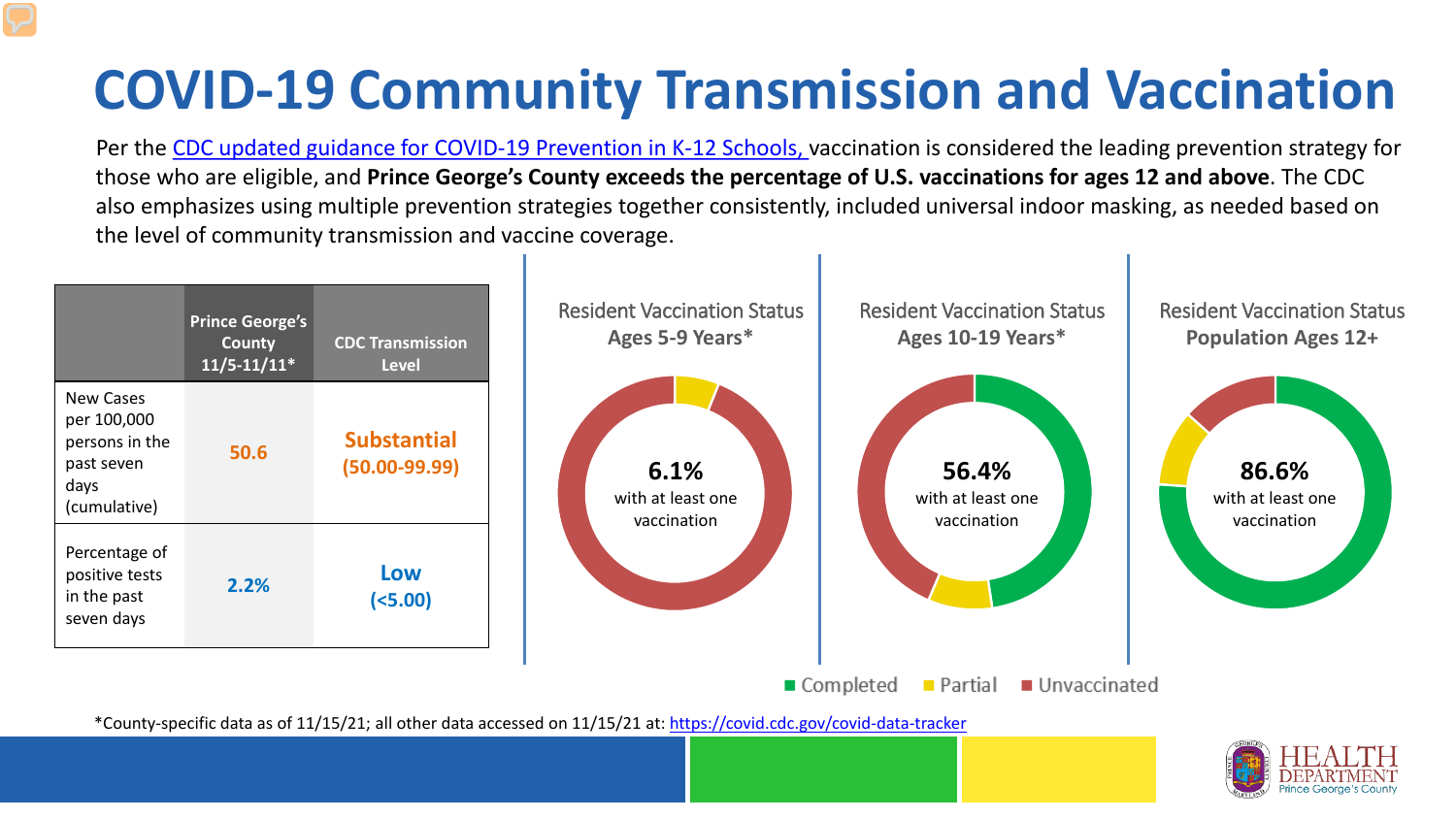# COVID-19 Community Transmission and Vaccination

Per the [CDC updated guidance for COVID-19 Prevention in K-12 Schools,](#) vaccination is considered the leading prevention strategy for those who are eligible, and **Prince George's County exceeds the percentage of U.S. vaccinations for ages 12 and above**. The CDC also emphasizes using multiple prevention strategies together consistently, included universal indoor masking, as needed based on the level of community transmission and vaccine coverage.

| | Prince George's County 11/5-11/11* | CDC Transmission Level |
|---|---|---|
| New Cases per 100,000 persons in the past seven days (cumulative) | 50.6 | Substantial (50.00-99.99) |
| Percentage of positive tests in the past seven days | 2.2% | Low (<5.00) |

Resident Vaccination Status **Ages 5-9 Years***

**6.1%** with at least one vaccination

Resident Vaccination Status **Ages 10-19 Years***

**56.4%** with at least one vaccination

Resident Vaccination Status **Population Ages 12+**

**86.6%** with at least one vaccination

Completed | Partial | Unvaccinated

*County-specific data as of 11/15/21; all other data accessed on 11/15/21 at: https://covid.cdc.gov/covid-data-tracker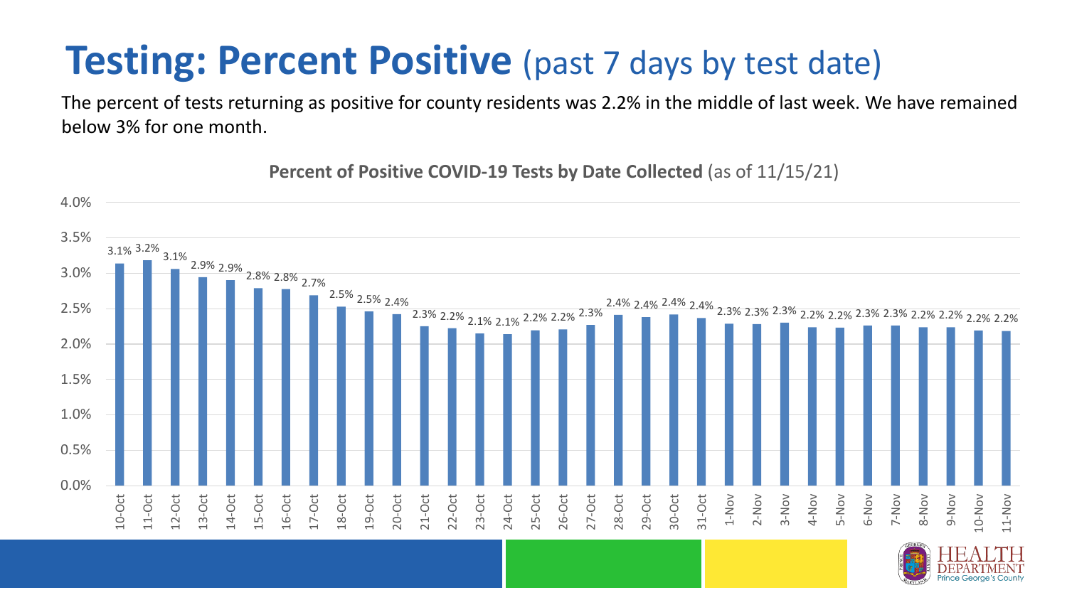# Testing: Percent Positive (past 7 days by test date)

The percent of tests returning as positive for county residents was 2.2% in the middle of last week. We have remained below 3% for one month.

**Percent of Positive COVID-19 Tests by Date Collected** (as of 11/15/21)

| Date | Percent Positive |
|---|---|
| 10-Oct | 3.1% |
| 11-Oct | 3.2% |
| 12-Oct | 3.1% |
| 13-Oct | 2.9% |
| 14-Oct | 2.9% |
| 15-Oct | 2.8% |
| 16-Oct | 2.8% |
| 17-Oct | 2.7% |
| 18-Oct | 2.5% |
| 19-Oct | 2.5% |
| 20-Oct | 2.4% |
| 21-Oct | 2.3% |
| 22-Oct | 2.2% |
| 23-Oct | 2.1% |
| 24-Oct | 2.1% |
| 25-Oct | 2.2% |
| 26-Oct | 2.2% |
| 27-Oct | 2.3% |
| 28-Oct | 2.4% |
| 29-Oct | 2.4% |
| 30-Oct | 2.4% |
| 31-Oct | 2.4% |
| 1-Nov | 2.3% |
| 2-Nov | 2.3% |
| 3-Nov | 2.3% |
| 4-Nov | 2.2% |
| 5-Nov | 2.2% |
| 6-Nov | 2.3% |
| 7-Nov | 2.3% |
| 8-Nov | 2.2% |
| 9-Nov | 2.2% |
| 10-Nov | 2.2% |
| 11-Nov | 2.2% |

HEALTH DEPARTMENT
Prince George's County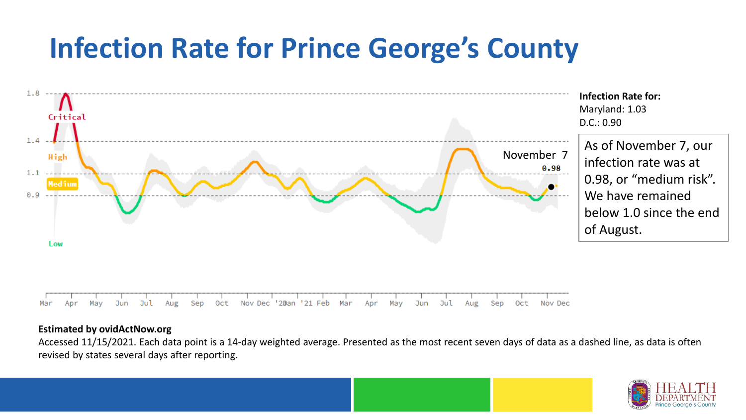# Infection Rate for Prince George's County

**Infection Rate for:**
Maryland: 1.03
D.C.: 0.90

As of November 7, our infection rate was at 0.98, or "medium risk". We have remained below 1.0 since the end of August.

**Estimated by ovidActNow.org**

Accessed 11/15/2021. Each data point is a 14-day weighted average. Presented as the most recent seven days of data as a dashed line, as data is often revised by states several days after reporting.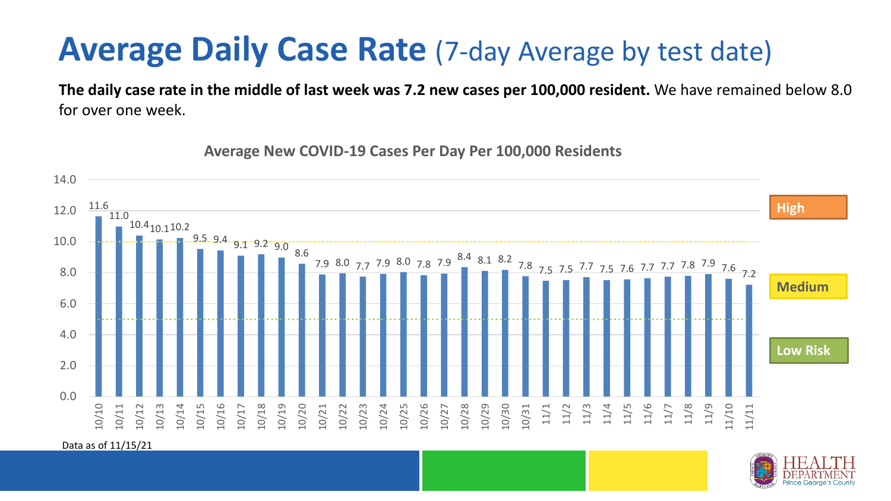# **Average Daily Case Rate** (7-day Average by test date)

**The daily case rate in the middle of last week was 7.2 new cases per 100,000 resident.** We have remained below 8.0 for over one week.

**Average New COVID-19 Cases Per Day Per 100,000 Residents**

| Date | Cases per 100,000 |
|---|---|
| 10/10 | 11.6 |
| 10/11 | 11.0 |
| 10/12 | 10.4 |
| 10/13 | 10.1 |
| 10/14 | 10.2 |
| 10/15 | 9.5 |
| 10/16 | 9.4 |
| 10/17 | 9.1 |
| 10/18 | 9.2 |
| 10/19 | 9.0 |
| 10/20 | 8.6 |
| 10/21 | 7.9 |
| 10/22 | 8.0 |
| 10/23 | 7.7 |
| 10/24 | 7.9 |
| 10/25 | 8.0 |
| 10/26 | 7.8 |
| 10/27 | 7.9 |
| 10/28 | 8.4 |
| 10/29 | 8.1 |
| 10/30 | 8.2 |
| 10/31 | 7.8 |
| 11/1 | 7.5 |
| 11/2 | 7.5 |
| 11/3 | 7.7 |
| 11/4 | 7.5 |
| 11/5 | 7.6 |
| 11/6 | 7.7 |
| 11/7 | 7.7 |
| 11/8 | 7.8 |
| 11/9 | 7.9 |
| 11/10 | 7.6 |
| 11/11 | 7.2 |

Risk levels: High (above 10.0), Medium (5.0–10.0), Low Risk (below 5.0)

Data as of 11/15/21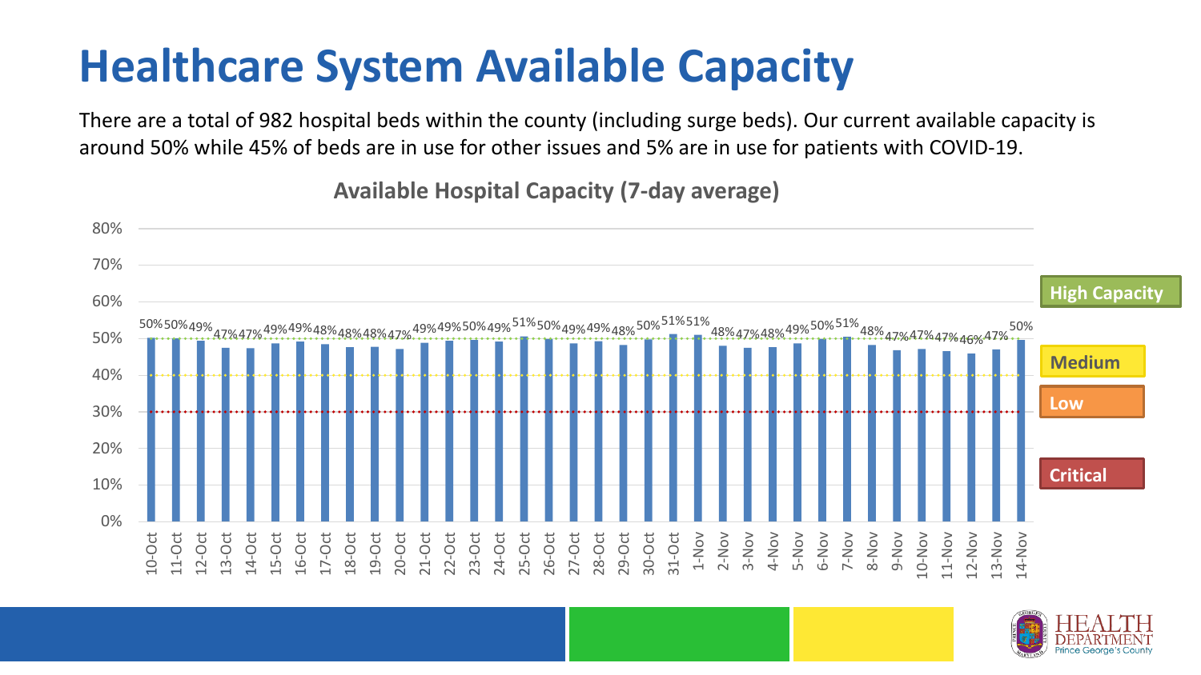# Healthcare System Available Capacity

There are a total of 982 hospital beds within the county (including surge beds). Our current available capacity is around 50% while 45% of beds are in use for other issues and 5% are in use for patients with COVID-19.

Available Hospital Capacity (7-day average)

80%
70%
60%
50%
40%
30%
20%
10%
0%

50% 50% 49% 47% 47% 49% 49% 48% 48% 48% 47% 49% 49% 50% 49% 51% 50% 49% 49% 48% 50% 51% 51% 48% 47% 48% 49% 50% 51% 48% 47% 47% 47% 46% 47% 50%

10-Oct 11-Oct 12-Oct 13-Oct 14-Oct 15-Oct 16-Oct 17-Oct 18-Oct 19-Oct 20-Oct 21-Oct 22-Oct 23-Oct 24-Oct 25-Oct 26-Oct 27-Oct 28-Oct 29-Oct 30-Oct 31-Oct 1-Nov 2-Nov 3-Nov 4-Nov 5-Nov 6-Nov 7-Nov 8-Nov 9-Nov 10-Nov 11-Nov 12-Nov 13-Nov 14-Nov

High Capacity
Medium
Low
Critical

HEALTH DEPARTMENT
Prince George's County